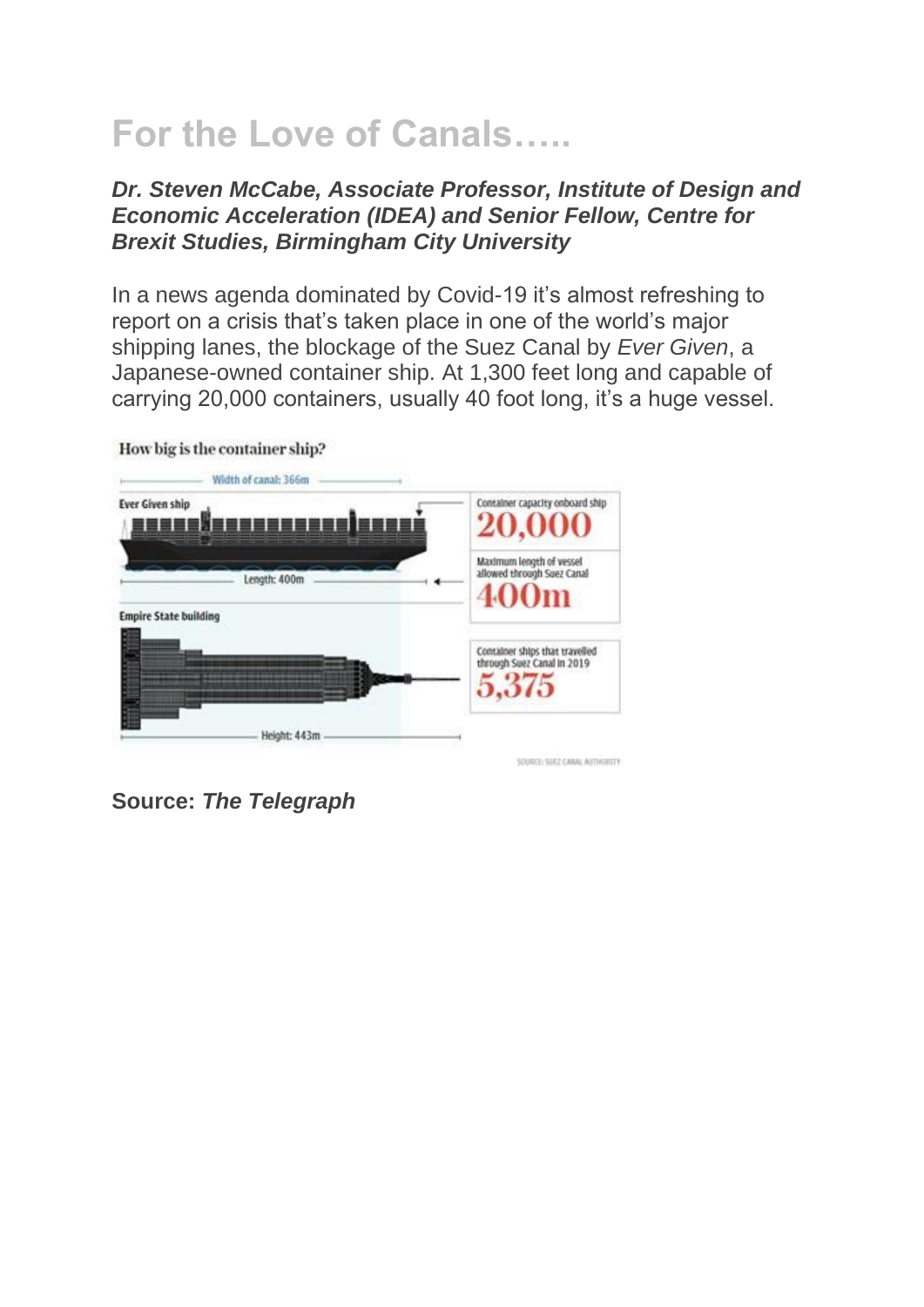# For the Love of Canals…..

***Dr. Steven McCabe, Associate Professor, Institute of Design and Economic Acceleration (IDEA) and Senior Fellow, Centre for Brexit Studies, Birmingham City University***

In a news agenda dominated by Covid-19 it's almost refreshing to report on a crisis that's taken place in one of the world's major shipping lanes, the blockage of the Suez Canal by *Ever Given*, a Japanese-owned container ship. At 1,300 feet long and capable of carrying 20,000 containers, usually 40 foot long, it's a huge vessel.

**Source: *The Telegraph***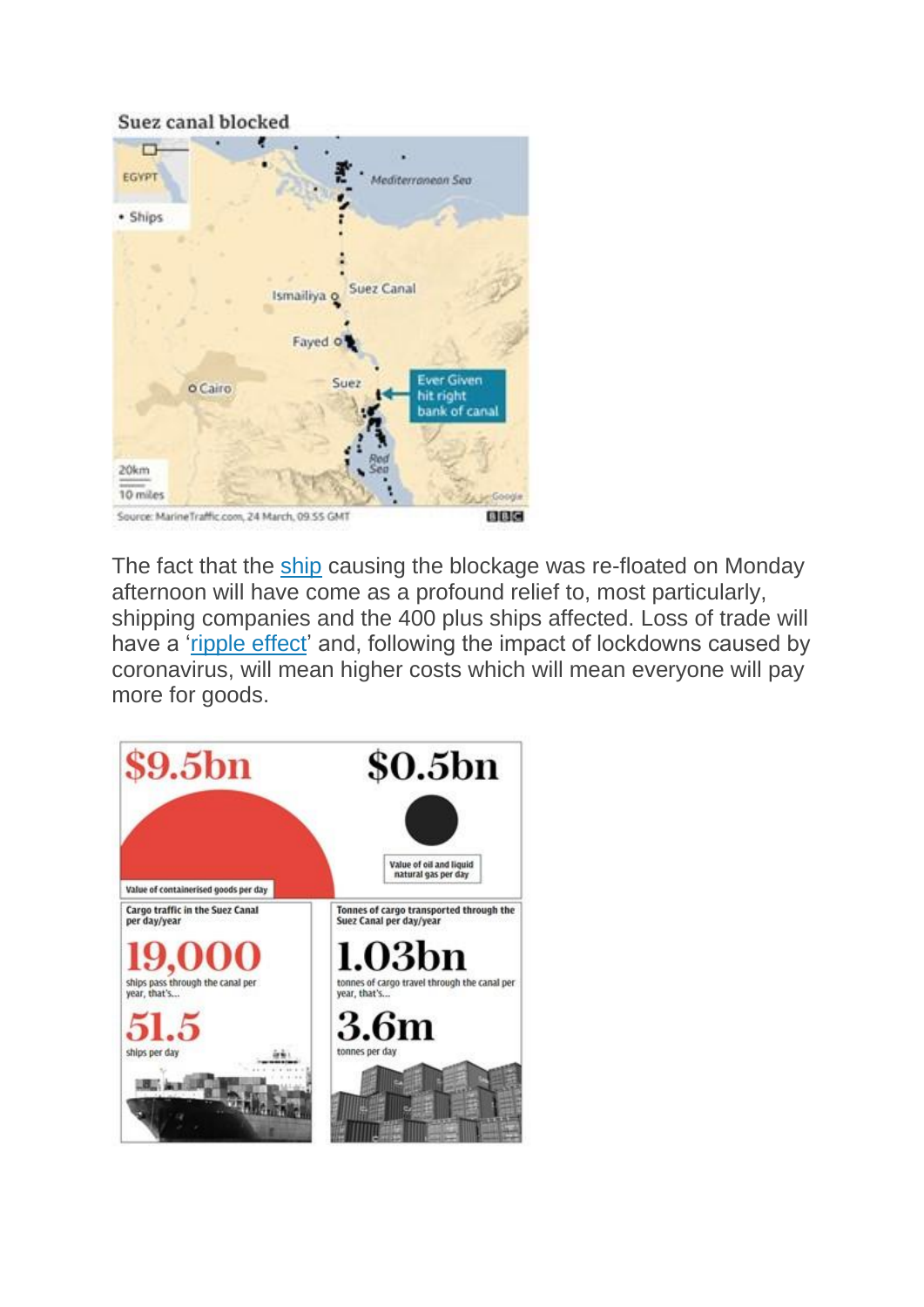Suez canal blocked

EGYPT

• Ships

Mediterranean Sea

Suez Canal

Ismailiya

Fayed

Cairo

Suez

Ever Given hit right bank of canal

Red Sea

20km

10 miles

Source: MarineTraffic.com, 24 March, 09.55 GMT

BBC

The fact that the ship causing the blockage was re-floated on Monday afternoon will have come as a profound relief to, most particularly, shipping companies and the 400 plus ships affected. Loss of trade will have a 'ripple effect' and, following the impact of lockdowns caused by coronavirus, will mean higher costs which will mean everyone will pay more for goods.

$9.5bn

Value of containerised goods per day

$0.5bn

Value of oil and liquid natural gas per day

Cargo traffic in the Suez Canal per day/year

19,000

ships pass through the canal per year, that's...

51.5

ships per day

Tonnes of cargo transported through the Suez Canal per day/year

1.03bn

tonnes of cargo travel through the canal per year, that's...

3.6m

tonnes per day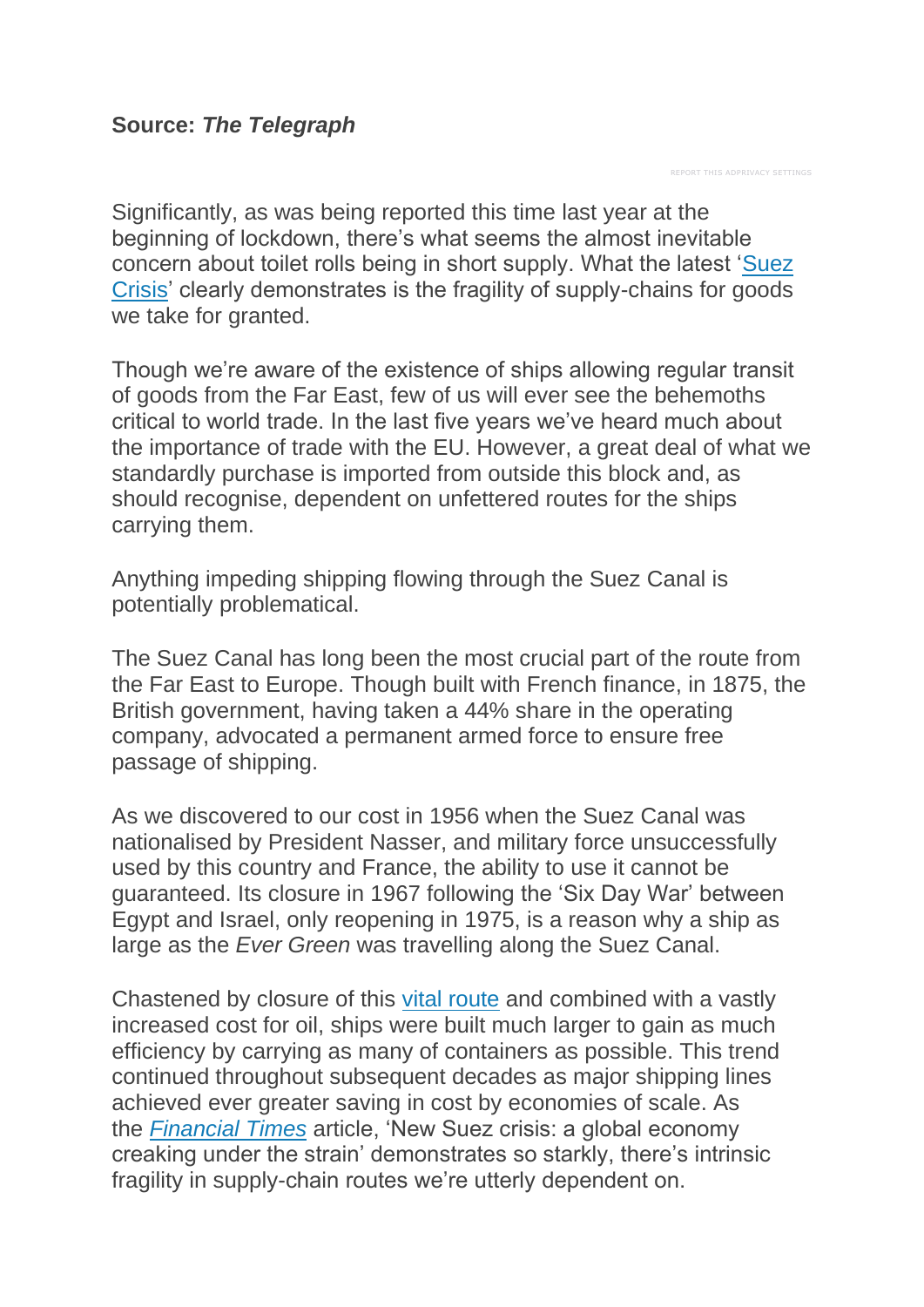**Source: *The Telegraph***

Significantly, as was being reported this time last year at the beginning of lockdown, there's what seems the almost inevitable concern about toilet rolls being in short supply. What the latest 'Suez Crisis' clearly demonstrates is the fragility of supply-chains for goods we take for granted.

Though we're aware of the existence of ships allowing regular transit of goods from the Far East, few of us will ever see the behemoths critical to world trade. In the last five years we've heard much about the importance of trade with the EU. However, a great deal of what we standardly purchase is imported from outside this block and, as should recognise, dependent on unfettered routes for the ships carrying them.

Anything impeding shipping flowing through the Suez Canal is potentially problematical.

The Suez Canal has long been the most crucial part of the route from the Far East to Europe. Though built with French finance, in 1875, the British government, having taken a 44% share in the operating company, advocated a permanent armed force to ensure free passage of shipping.

As we discovered to our cost in 1956 when the Suez Canal was nationalised by President Nasser, and military force unsuccessfully used by this country and France, the ability to use it cannot be guaranteed. Its closure in 1967 following the 'Six Day War' between Egypt and Israel, only reopening in 1975, is a reason why a ship as large as the *Ever Green* was travelling along the Suez Canal.

Chastened by closure of this vital route and combined with a vastly increased cost for oil, ships were built much larger to gain as much efficiency by carrying as many of containers as possible. This trend continued throughout subsequent decades as major shipping lines achieved ever greater saving in cost by economies of scale. As the *Financial Times* article, 'New Suez crisis: a global economy creaking under the strain' demonstrates so starkly, there's intrinsic fragility in supply-chain routes we're utterly dependent on.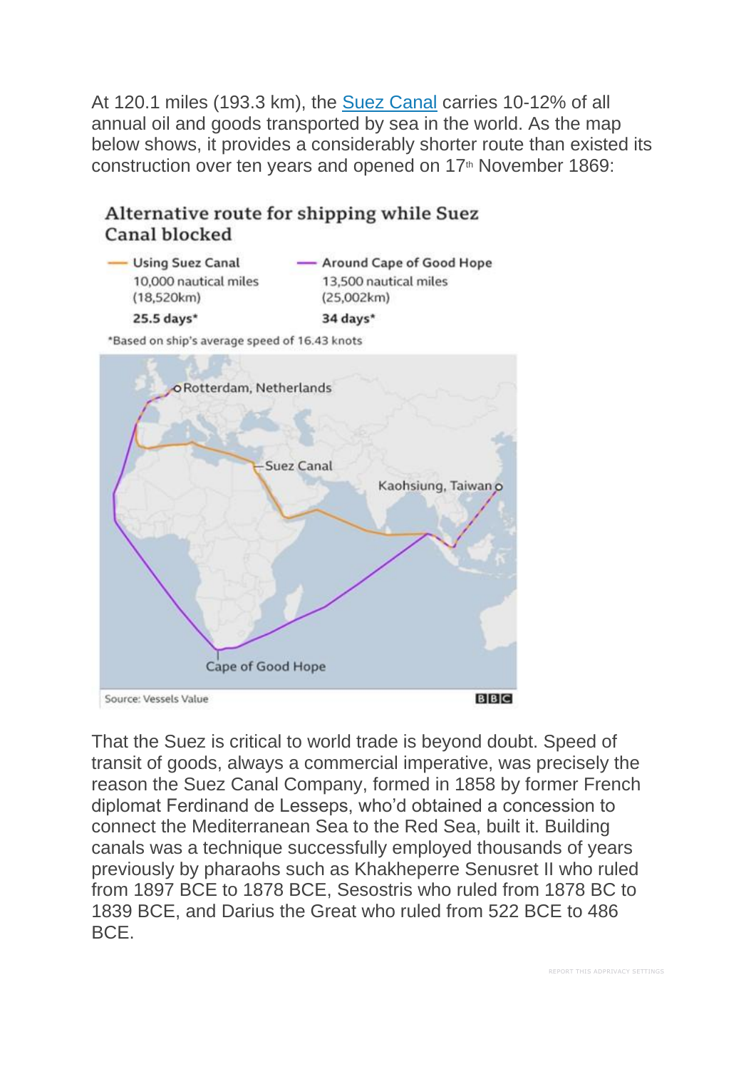At 120.1 miles (193.3 km), the Suez Canal carries 10-12% of all annual oil and goods transported by sea in the world. As the map below shows, it provides a considerably shorter route than existed its construction over ten years and opened on 17th November 1869:

**Alternative route for shipping while Suez Canal blocked**

| Using Suez Canal | Around Cape of Good Hope |
| --- | --- |
| 10,000 nautical miles (18,520km) | 13,500 nautical miles (25,002km) |
| **25.5 days*** | **34 days*** |

*Based on ship's average speed of 16.43 knots

Rotterdam, Netherlands — Suez Canal — Kaohsiung, Taiwan — Cape of Good Hope

Source: Vessels Value — BBC

That the Suez is critical to world trade is beyond doubt. Speed of transit of goods, always a commercial imperative, was precisely the reason the Suez Canal Company, formed in 1858 by former French diplomat Ferdinand de Lesseps, who'd obtained a concession to connect the Mediterranean Sea to the Red Sea, built it. Building canals was a technique successfully employed thousands of years previously by pharaohs such as Khakheperre Senusret II who ruled from 1897 BCE to 1878 BCE, Sesostris who ruled from 1878 BC to 1839 BCE, and Darius the Great who ruled from 522 BCE to 486 BCE.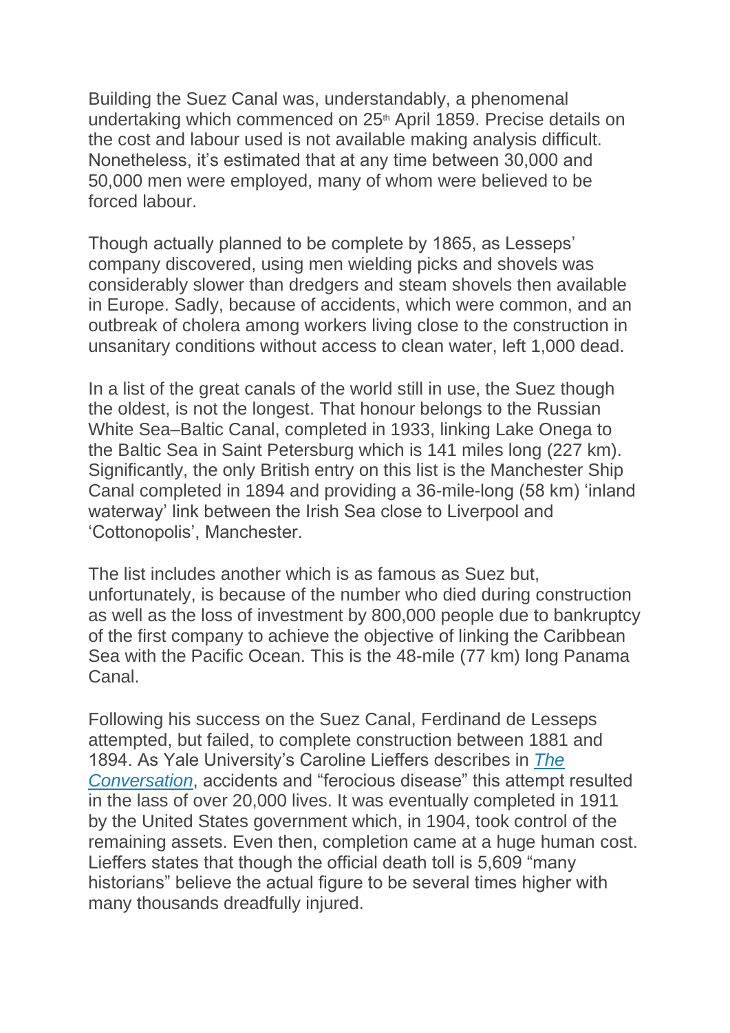Building the Suez Canal was, understandably, a phenomenal undertaking which commenced on 25th April 1859. Precise details on the cost and labour used is not available making analysis difficult. Nonetheless, it's estimated that at any time between 30,000 and 50,000 men were employed, many of whom were believed to be forced labour.

Though actually planned to be complete by 1865, as Lesseps' company discovered, using men wielding picks and shovels was considerably slower than dredgers and steam shovels then available in Europe. Sadly, because of accidents, which were common, and an outbreak of cholera among workers living close to the construction in unsanitary conditions without access to clean water, left 1,000 dead.

In a list of the great canals of the world still in use, the Suez though the oldest, is not the longest. That honour belongs to the Russian White Sea–Baltic Canal, completed in 1933, linking Lake Onega to the Baltic Sea in Saint Petersburg which is 141 miles long (227 km). Significantly, the only British entry on this list is the Manchester Ship Canal completed in 1894 and providing a 36-mile-long (58 km) 'inland waterway' link between the Irish Sea close to Liverpool and 'Cottonopolis', Manchester.

The list includes another which is as famous as Suez but, unfortunately, is because of the number who died during construction as well as the loss of investment by 800,000 people due to bankruptcy of the first company to achieve the objective of linking the Caribbean Sea with the Pacific Ocean. This is the 48-mile (77 km) long Panama Canal.

Following his success on the Suez Canal, Ferdinand de Lesseps attempted, but failed, to complete construction between 1881 and 1894. As Yale University's Caroline Lieffers describes in *The Conversation*, accidents and "ferocious disease" this attempt resulted in the lass of over 20,000 lives. It was eventually completed in 1911 by the United States government which, in 1904, took control of the remaining assets. Even then, completion came at a huge human cost. Lieffers states that though the official death toll is 5,609 "many historians" believe the actual figure to be several times higher with many thousands dreadfully injured.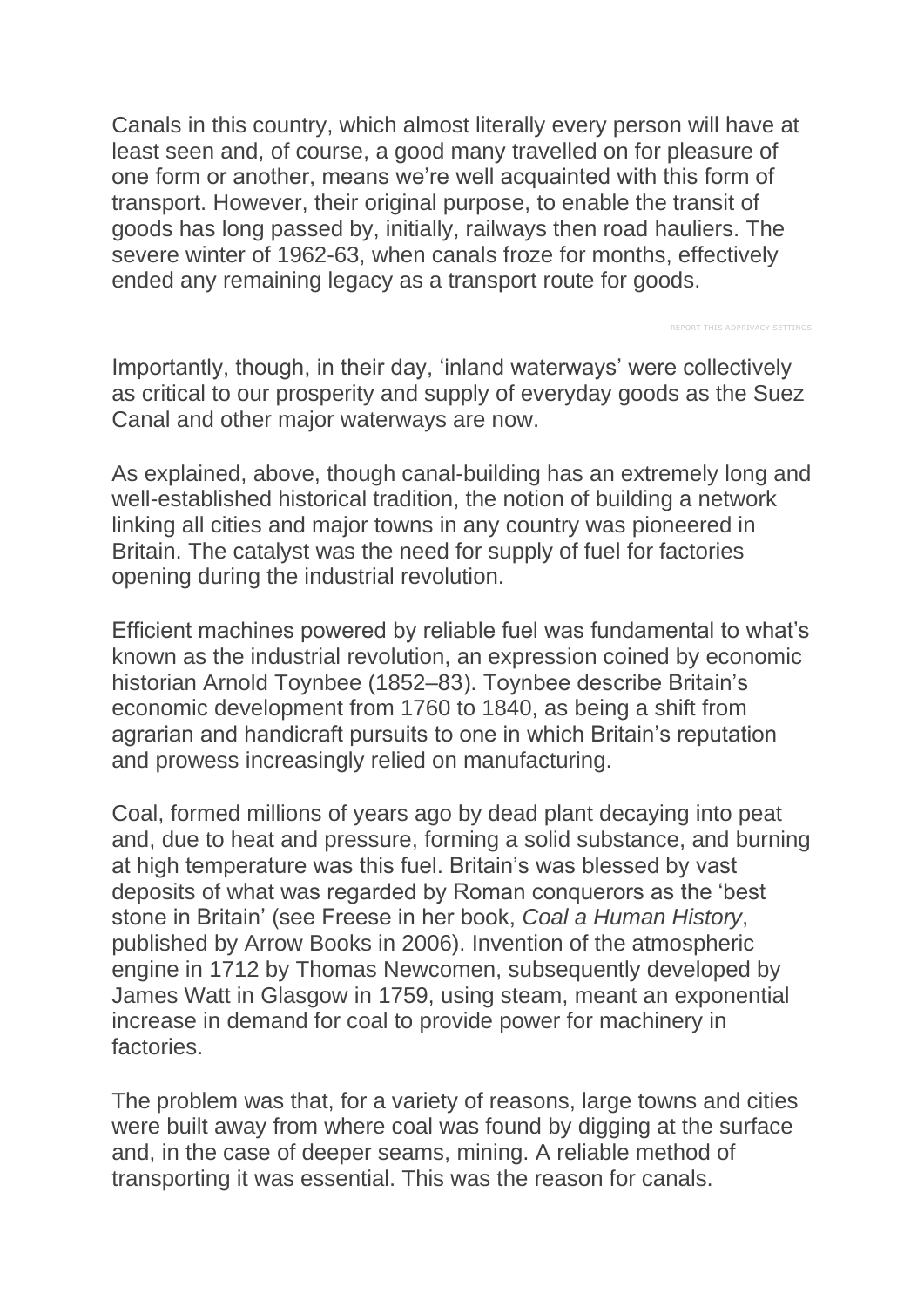Canals in this country, which almost literally every person will have at least seen and, of course, a good many travelled on for pleasure of one form or another, means we're well acquainted with this form of transport. However, their original purpose, to enable the transit of goods has long passed by, initially, railways then road hauliers. The severe winter of 1962-63, when canals froze for months, effectively ended any remaining legacy as a transport route for goods.

Importantly, though, in their day, 'inland waterways' were collectively as critical to our prosperity and supply of everyday goods as the Suez Canal and other major waterways are now.

As explained, above, though canal-building has an extremely long and well-established historical tradition, the notion of building a network linking all cities and major towns in any country was pioneered in Britain. The catalyst was the need for supply of fuel for factories opening during the industrial revolution.

Efficient machines powered by reliable fuel was fundamental to what's known as the industrial revolution, an expression coined by economic historian Arnold Toynbee (1852–83). Toynbee describe Britain's economic development from 1760 to 1840, as being a shift from agrarian and handicraft pursuits to one in which Britain's reputation and prowess increasingly relied on manufacturing.

Coal, formed millions of years ago by dead plant decaying into peat and, due to heat and pressure, forming a solid substance, and burning at high temperature was this fuel. Britain's was blessed by vast deposits of what was regarded by Roman conquerors as the 'best stone in Britain' (see Freese in her book, *Coal a Human History*, published by Arrow Books in 2006). Invention of the atmospheric engine in 1712 by Thomas Newcomen, subsequently developed by James Watt in Glasgow in 1759, using steam, meant an exponential increase in demand for coal to provide power for machinery in factories.

The problem was that, for a variety of reasons, large towns and cities were built away from where coal was found by digging at the surface and, in the case of deeper seams, mining. A reliable method of transporting it was essential. This was the reason for canals.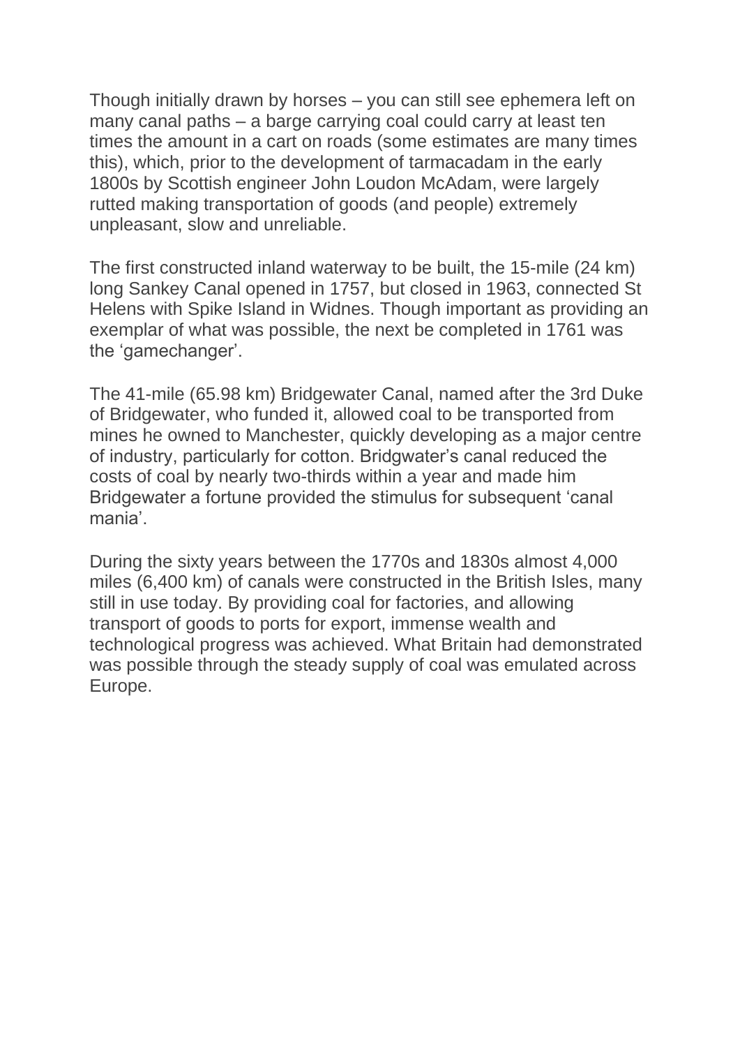Though initially drawn by horses – you can still see ephemera left on many canal paths – a barge carrying coal could carry at least ten times the amount in a cart on roads (some estimates are many times this), which, prior to the development of tarmacadam in the early 1800s by Scottish engineer John Loudon McAdam, were largely rutted making transportation of goods (and people) extremely unpleasant, slow and unreliable.

The first constructed inland waterway to be built, the 15-mile (24 km) long Sankey Canal opened in 1757, but closed in 1963, connected St Helens with Spike Island in Widnes. Though important as providing an exemplar of what was possible, the next be completed in 1761 was the 'gamechanger'.

The 41-mile (65.98 km) Bridgewater Canal, named after the 3rd Duke of Bridgewater, who funded it, allowed coal to be transported from mines he owned to Manchester, quickly developing as a major centre of industry, particularly for cotton. Bridgwater's canal reduced the costs of coal by nearly two-thirds within a year and made him Bridgewater a fortune provided the stimulus for subsequent 'canal mania'.

During the sixty years between the 1770s and 1830s almost 4,000 miles (6,400 km) of canals were constructed in the British Isles, many still in use today. By providing coal for factories, and allowing transport of goods to ports for export, immense wealth and technological progress was achieved. What Britain had demonstrated was possible through the steady supply of coal was emulated across Europe.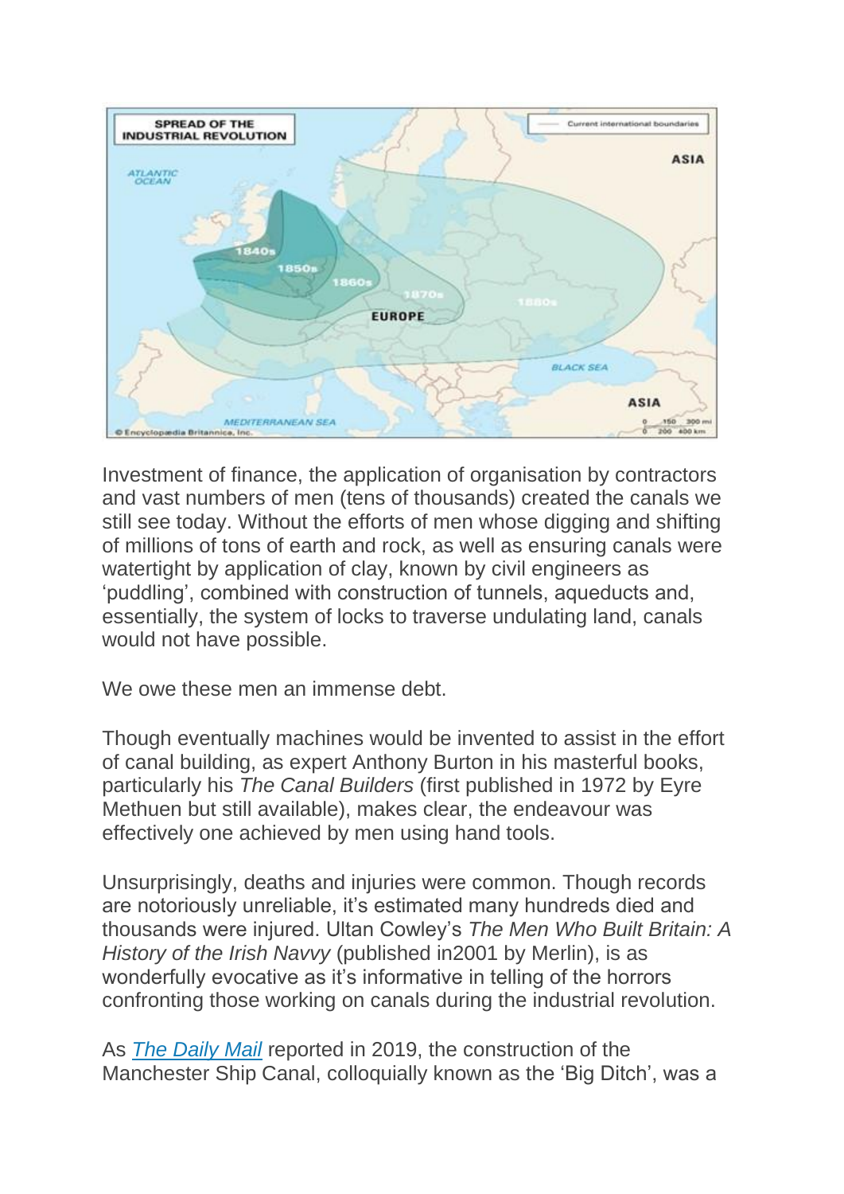Investment of finance, the application of organisation by contractors and vast numbers of men (tens of thousands) created the canals we still see today. Without the efforts of men whose digging and shifting of millions of tons of earth and rock, as well as ensuring canals were watertight by application of clay, known by civil engineers as 'puddling', combined with construction of tunnels, aqueducts and, essentially, the system of locks to traverse undulating land, canals would not have possible.

We owe these men an immense debt.

Though eventually machines would be invented to assist in the effort of canal building, as expert Anthony Burton in his masterful books, particularly his *The Canal Builders* (first published in 1972 by Eyre Methuen but still available), makes clear, the endeavour was effectively one achieved by men using hand tools.

Unsurprisingly, deaths and injuries were common. Though records are notoriously unreliable, it's estimated many hundreds died and thousands were injured. Ultan Cowley's *The Men Who Built Britain: A History of the Irish Navvy* (published in2001 by Merlin), is as wonderfully evocative as it's informative in telling of the horrors confronting those working on canals during the industrial revolution.

As *The Daily Mail* reported in 2019, the construction of the Manchester Ship Canal, colloquially known as the 'Big Ditch', was a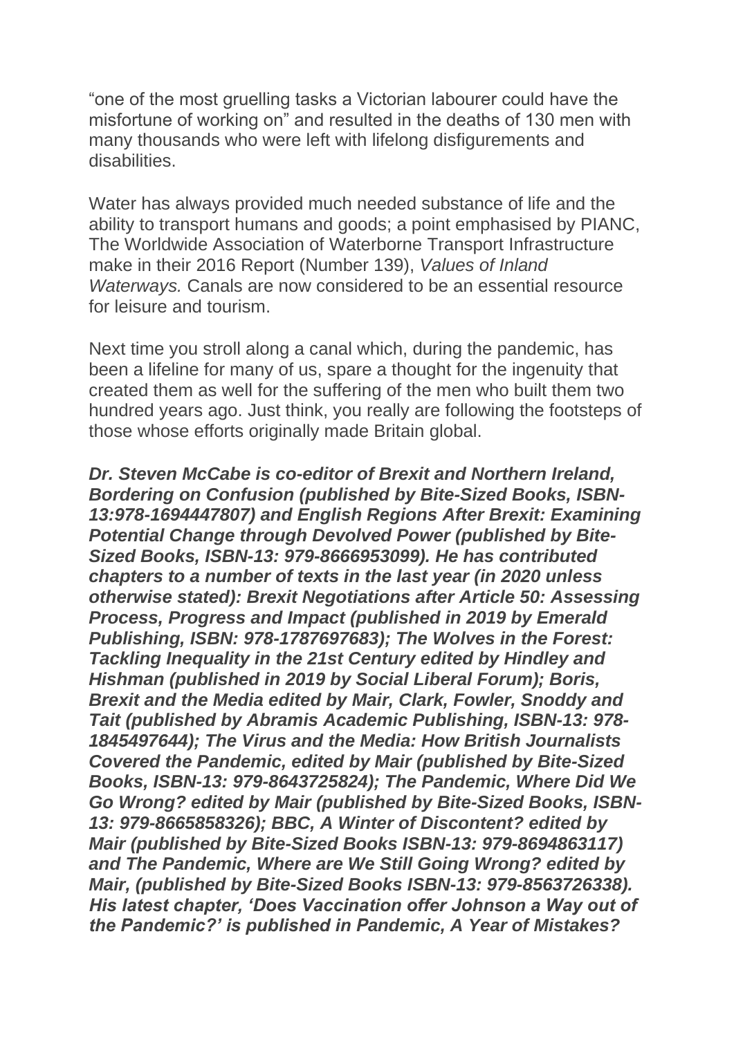“one of the most gruelling tasks a Victorian labourer could have the misfortune of working on” and resulted in the deaths of 130 men with many thousands who were left with lifelong disfigurements and disabilities.

Water has always provided much needed substance of life and the ability to transport humans and goods; a point emphasised by PIANC, The Worldwide Association of Waterborne Transport Infrastructure make in their 2016 Report (Number 139), *Values of Inland Waterways.* Canals are now considered to be an essential resource for leisure and tourism.

Next time you stroll along a canal which, during the pandemic, has been a lifeline for many of us, spare a thought for the ingenuity that created them as well for the suffering of the men who built them two hundred years ago. Just think, you really are following the footsteps of those whose efforts originally made Britain global.

***Dr. Steven McCabe is co-editor of Brexit and Northern Ireland, Bordering on Confusion (published by Bite-Sized Books, ISBN-13:978-1694447807) and English Regions After Brexit: Examining Potential Change through Devolved Power (published by Bite-Sized Books, ISBN-13: 979-8666953099). He has contributed chapters to a number of texts in the last year (in 2020 unless otherwise stated): Brexit Negotiations after Article 50: Assessing Process, Progress and Impact (published in 2019 by Emerald Publishing, ISBN: 978-1787697683); The Wolves in the Forest: Tackling Inequality in the 21st Century edited by Hindley and Hishman (published in 2019 by Social Liberal Forum); Boris, Brexit and the Media edited by Mair, Clark, Fowler, Snoddy and Tait (published by Abramis Academic Publishing, ISBN-13: 978-1845497644); The Virus and the Media: How British Journalists Covered the Pandemic, edited by Mair (published by Bite-Sized Books, ISBN-13: 979-8643725824); The Pandemic, Where Did We Go Wrong? edited by Mair (published by Bite-Sized Books, ISBN-13: 979-8665858326); BBC, A Winter of Discontent? edited by Mair (published by Bite-Sized Books ISBN-13: 979-8694863117) and The Pandemic, Where are We Still Going Wrong? edited by Mair, (published by Bite-Sized Books ISBN-13: 979-8563726338). His latest chapter, ‘Does Vaccination offer Johnson a Way out of the Pandemic?’ is published in Pandemic, A Year of Mistakes?***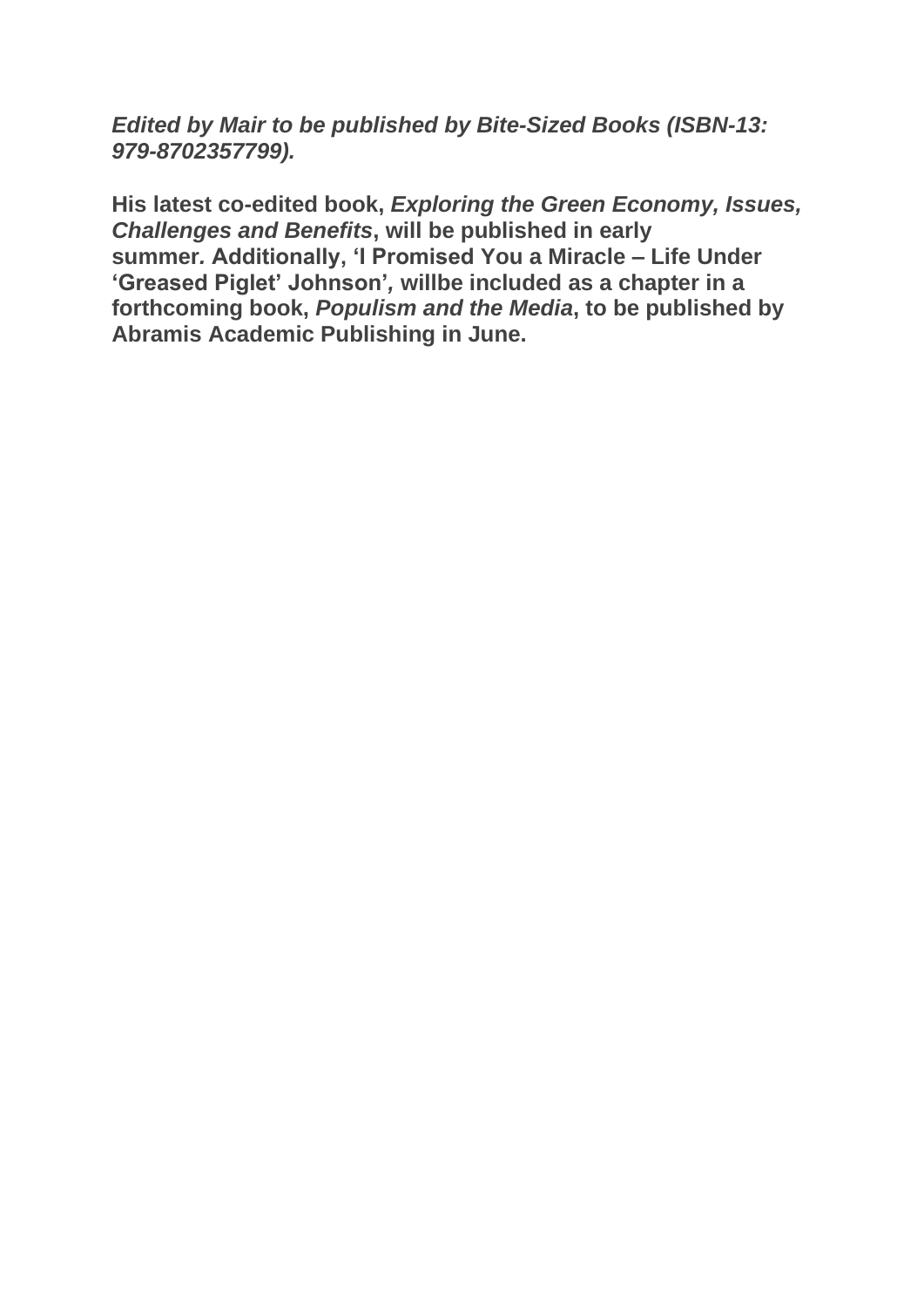***Edited by Mair to be published by Bite-Sized Books (ISBN-13: 979-8702357799).***

**His latest co-edited book, *Exploring the Green Economy, Issues, Challenges and Benefits*, will be published in early summer. Additionally, 'I Promised You a Miracle – Life Under 'Greased Piglet' Johnson', willbe included as a chapter in a forthcoming book, *Populism and the Media*, to be published by Abramis Academic Publishing in June.**